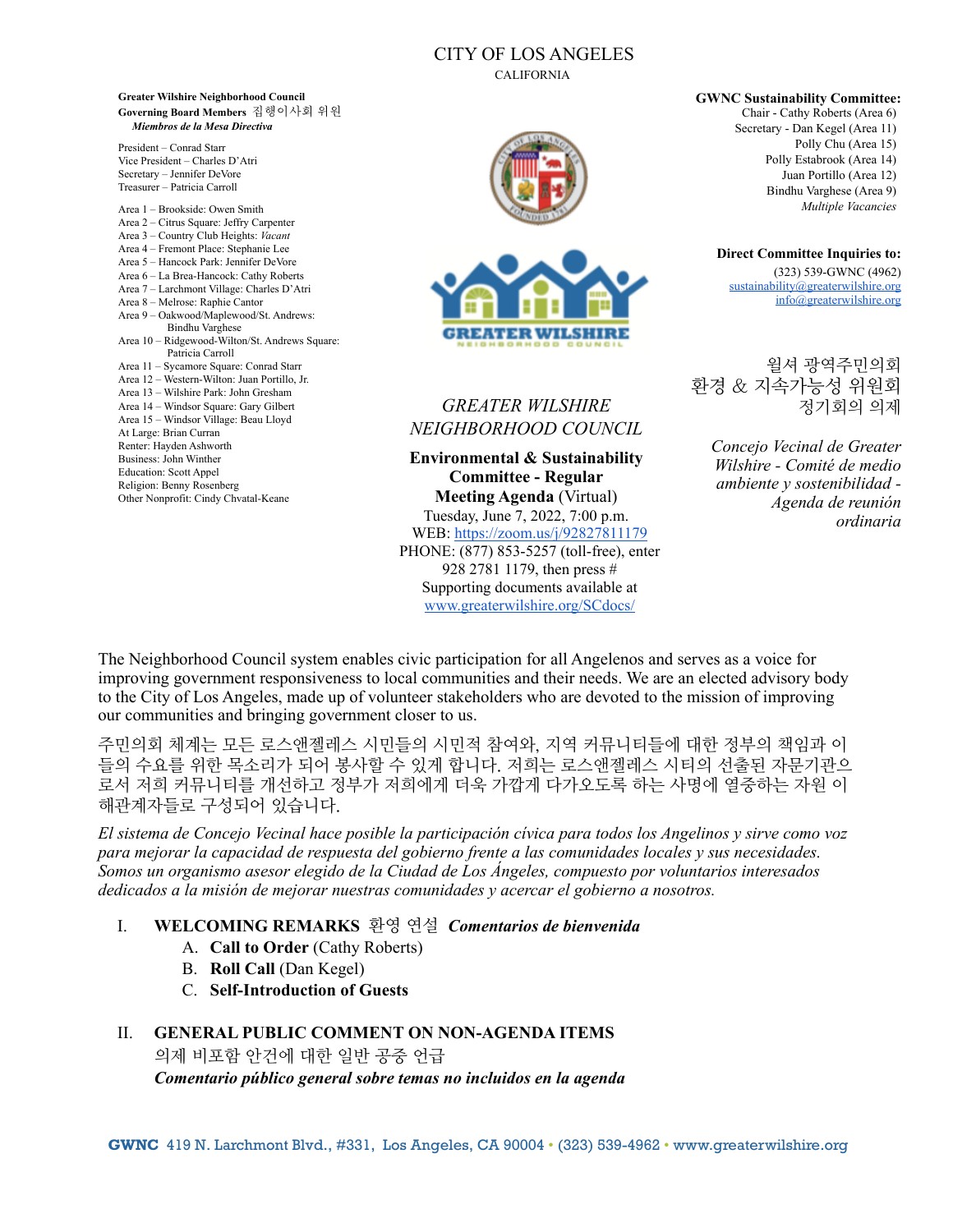CITY OF LOS ANGELES
CALIFORNIA

**Greater Wilshire Neighborhood Council**
**Governing Board Members** 집행이사회 위원
***Miembros de la Mesa Directiva***

President – Conrad Starr
Vice President – Charles D'Atri
Secretary – Jennifer DeVore
Treasurer – Patricia Carroll

Area 1 – Brookside: Owen Smith
Area 2 – Citrus Square: Jeffry Carpenter
Area 3 – Country Club Heights: *Vacant*
Area 4 – Fremont Place: Stephanie Lee
Area 5 – Hancock Park: Jennifer DeVore
Area 6 – La Brea-Hancock: Cathy Roberts
Area 7 – Larchmont Village: Charles D'Atri
Area 8 – Melrose: Raphie Cantor
Area 9 – Oakwood/Maplewood/St. Andrews: Bindhu Varghese
Area 10 – Ridgewood-Wilton/St. Andrews Square: Patricia Carroll
Area 11 – Sycamore Square: Conrad Starr
Area 12 – Western-Wilton: Juan Portillo, Jr.
Area 13 – Wilshire Park: John Gresham
Area 14 – Windsor Square: Gary Gilbert
Area 15 – Windsor Village: Beau Lloyd
At Large: Brian Curran
Renter: Hayden Ashworth
Business: John Winther
Education: Scott Appel
Religion: Benny Rosenberg
Other Nonprofit: Cindy Chvatal-Keane

*GREATER WILSHIRE NEIGHBORHOOD COUNCIL*

**Environmental & Sustainability Committee - Regular Meeting Agenda** (Virtual)
Tuesday, June 7, 2022, 7:00 p.m.
WEB: https://zoom.us/j/92827811179
PHONE: (877) 853-5257 (toll-free), enter 928 2781 1179, then press #
Supporting documents available at www.greaterwilshire.org/SCdocs/

**GWNC Sustainability Committee:**
Chair - Cathy Roberts (Area 6)
Secretary - Dan Kegel (Area 11)
Polly Chu (Area 15)
Polly Estabrook (Area 14)
Juan Portillo (Area 12)
Bindhu Varghese (Area 9)
*Multiple Vacancies*

**Direct Committee Inquiries to:**
(323) 539-GWNC (4962)
sustainability@greaterwilshire.org
info@greaterwilshire.org

윌셔 광역주민의회
환경 & 지속가능성 위원회
정기회의 의제

*Concejo Vecinal de Greater Wilshire - Comité de medio ambiente y sostenibilidad - Agenda de reunión ordinaria*

The Neighborhood Council system enables civic participation for all Angelenos and serves as a voice for improving government responsiveness to local communities and their needs. We are an elected advisory body to the City of Los Angeles, made up of volunteer stakeholders who are devoted to the mission of improving our communities and bringing government closer to us.

주민의회 체계는 모든 로스앤젤레스 시민들의 시민적 참여와, 지역 커뮤니티들에 대한 정부의 책임과 이들의 수요를 위한 목소리가 되어 봉사할 수 있게 합니다. 저희는 로스앤젤레스 시티의 선출된 자문기관으로서 저희 커뮤니티를 개선하고 정부가 저희에게 더욱 가깝게 다가오도록 하는 사명에 열중하는 자원 이해관계자들로 구성되어 있습니다.

*El sistema de Concejo Vecinal hace posible la participación cívica para todos los Angelinos y sirve como voz para mejorar la capacidad de respuesta del gobierno frente a las comunidades locales y sus necesidades. Somos un organismo asesor elegido de la Ciudad de Los Ángeles, compuesto por voluntarios interesados dedicados a la misión de mejorar nuestras comunidades y acercar el gobierno a nosotros.*

I. **WELCOMING REMARKS** 환영 연설 ***Comentarios de bienvenida***
   A. **Call to Order** (Cathy Roberts)
   B. **Roll Call** (Dan Kegel)
   C. **Self-Introduction of Guests**

II. **GENERAL PUBLIC COMMENT ON NON-AGENDA ITEMS**
   의제 비포함 안건에 대한 일반 공중 언급
   ***Comentario público general sobre temas no incluidos en la agenda***

**GWNC** 419 N. Larchmont Blvd., #331, Los Angeles, CA 90004 • (323) 539-4962 • www.greaterwilshire.org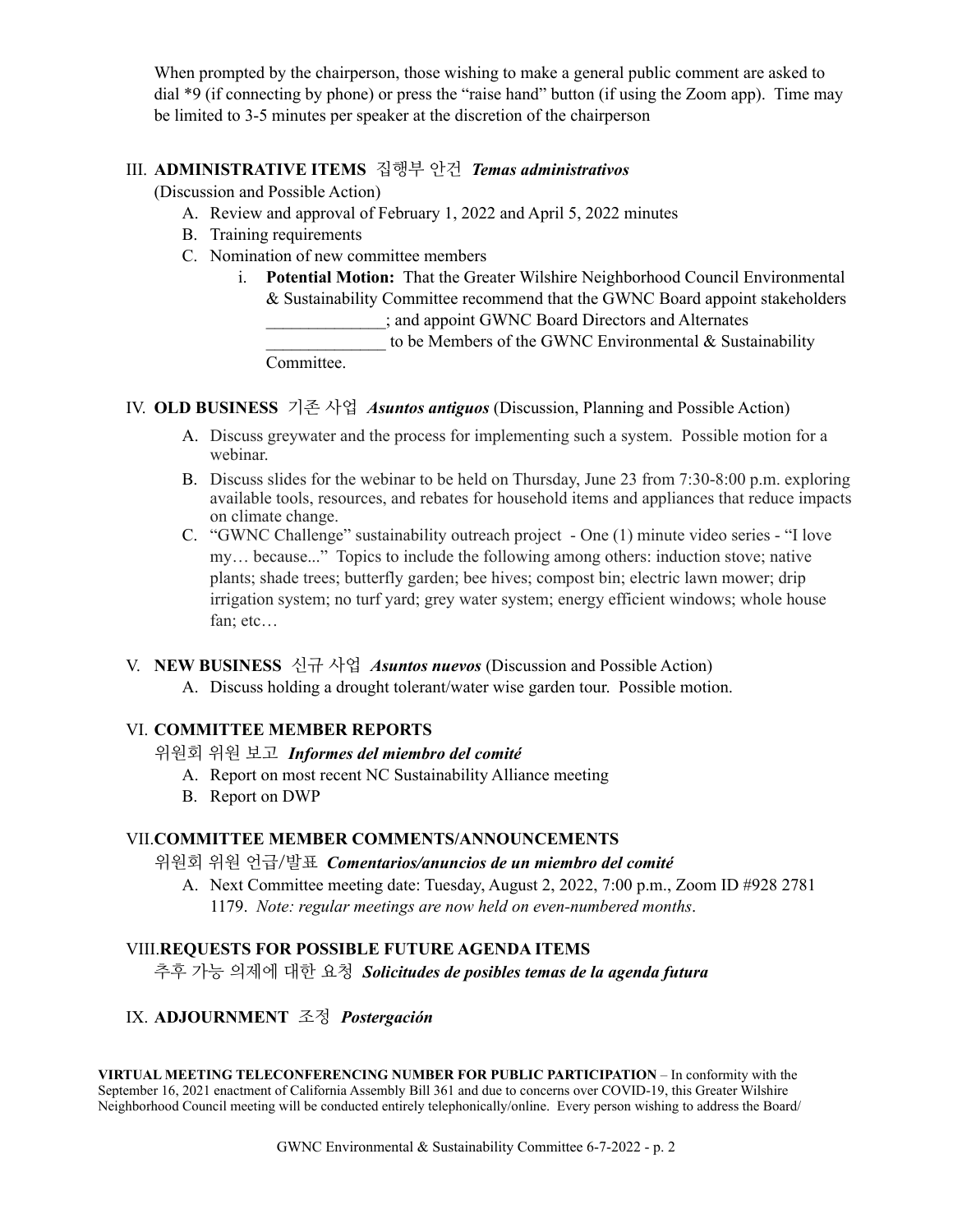When prompted by the chairperson, those wishing to make a general public comment are asked to dial *9 (if connecting by phone) or press the "raise hand" button (if using the Zoom app). Time may be limited to 3-5 minutes per speaker at the discretion of the chairperson

III. **ADMINISTRATIVE ITEMS** 집행부 안건 ***Temas administrativos***

(Discussion and Possible Action)

A. Review and approval of February 1, 2022 and April 5, 2022 minutes
B. Training requirements
C. Nomination of new committee members
   i. **Potential Motion:** That the Greater Wilshire Neighborhood Council Environmental & Sustainability Committee recommend that the GWNC Board appoint stakeholders ______________; and appoint GWNC Board Directors and Alternates ______________ to be Members of the GWNC Environmental & Sustainability Committee.

IV. **OLD BUSINESS** 기존 사업 ***Asuntos antiguos*** (Discussion, Planning and Possible Action)

A. Discuss greywater and the process for implementing such a system. Possible motion for a webinar.
B. Discuss slides for the webinar to be held on Thursday, June 23 from 7:30-8:00 p.m. exploring available tools, resources, and rebates for household items and appliances that reduce impacts on climate change.
C. "GWNC Challenge" sustainability outreach project - One (1) minute video series - "I love my… because..." Topics to include the following among others: induction stove; native plants; shade trees; butterfly garden; bee hives; compost bin; electric lawn mower; drip irrigation system; no turf yard; grey water system; energy efficient windows; whole house fan; etc…

V. **NEW BUSINESS** 신규 사업 ***Asuntos nuevos*** (Discussion and Possible Action)

A. Discuss holding a drought tolerant/water wise garden tour. Possible motion.

VI. **COMMITTEE MEMBER REPORTS**

위원회 위원 보고 ***Informes del miembro del comité***

A. Report on most recent NC Sustainability Alliance meeting
B. Report on DWP

VII. **COMMITTEE MEMBER COMMENTS/ANNOUNCEMENTS**

위원회 위원 언급/발표 ***Comentarios/anuncios de un miembro del comité***

A. Next Committee meeting date: Tuesday, August 2, 2022, 7:00 p.m., Zoom ID #928 2781 1179. *Note: regular meetings are now held on even-numbered months*.

VIII. **REQUESTS FOR POSSIBLE FUTURE AGENDA ITEMS**

추후 가능 의제에 대한 요청 ***Solicitudes de posibles temas de la agenda futura***

IX. **ADJOURNMENT** 조정 ***Postergación***

**VIRTUAL MEETING TELECONFERENCING NUMBER FOR PUBLIC PARTICIPATION** – In conformity with the September 16, 2021 enactment of California Assembly Bill 361 and due to concerns over COVID-19, this Greater Wilshire Neighborhood Council meeting will be conducted entirely telephonically/online. Every person wishing to address the Board/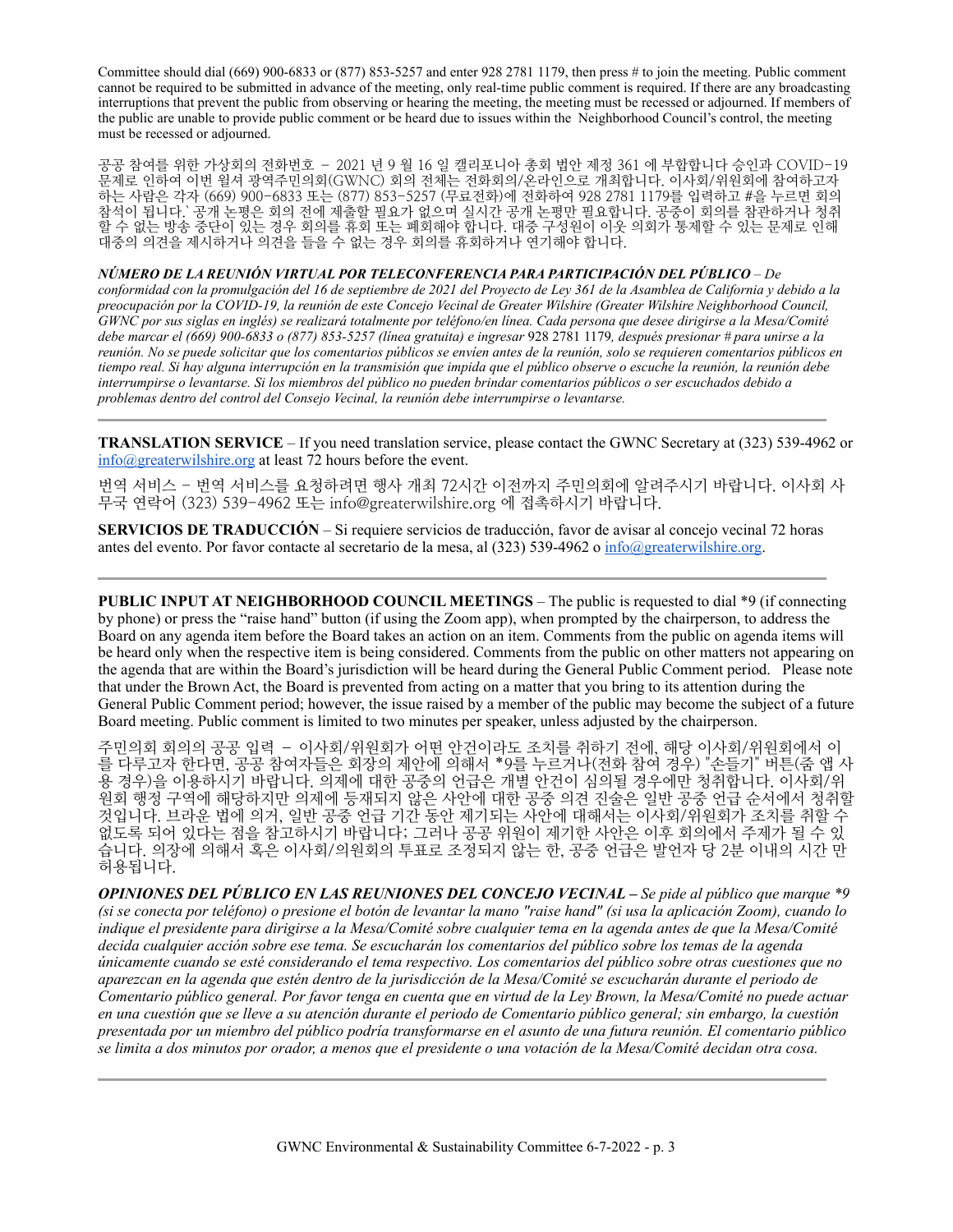Committee should dial (669) 900-6833 or (877) 853-5257 and enter 928 2781 1179, then press # to join the meeting. Public comment cannot be required to be submitted in advance of the meeting, only real-time public comment is required. If there are any broadcasting interruptions that prevent the public from observing or hearing the meeting, the meeting must be recessed or adjourned. If members of the public are unable to provide public comment or be heard due to issues within the Neighborhood Council's control, the meeting must be recessed or adjourned.

공공 참여를 위한 가상회의 전화번호 – 2021 년 9 월 16 일 캘리포니아 총회 법안 제정 361 에 부합합니다 승인과 COVID-19 문제로 인하여 이번 윌셔 광역주민의회(GWNC) 회의 전체는 전화회의/온라인으로 개최합니다. 이사회/위원회에 참여하고자 하는 사람은 각자 (669) 900-6833 또는 (877) 853-5257 (무료전화)에 전화하여 928 2781 1179를 입력하고 #을 누르면 회의 참석이 됩니다.` 공개 논평은 회의 전에 제출할 필요가 없으며 실시간 공개 논평만 필요합니다. 공중이 회의를 참관하거나 청취할 수 없는 방송 중단이 있는 경우 회의를 휴회 또는 폐회해야 합니다. 대중 구성원이 이웃 의회가 통제할 수 있는 문제로 인해 대중의 의견을 제시하거나 의견을 들을 수 없는 경우 회의를 휴회하거나 연기해야 합니다.

***NÚMERO DE LA REUNIÓN VIRTUAL POR TELECONFERENCIA PARA PARTICIPACIÓN DEL PÚBLICO*** *– De conformidad con la promulgación del 16 de septiembre de 2021 del Proyecto de Ley 361 de la Asamblea de California y debido a la preocupación por la COVID-19, la reunión de este Concejo Vecinal de Greater Wilshire (Greater Wilshire Neighborhood Council, GWNC por sus siglas en inglés) se realizará totalmente por teléfono/en línea. Cada persona que desee dirigirse a la Mesa/Comité debe marcar el (669) 900-6833 o (877) 853-5257 (línea gratuita) e ingresar* 928 2781 1179*, después presionar # para unirse a la reunión. No se puede solicitar que los comentarios públicos se envíen antes de la reunión, solo se requieren comentarios públicos en tiempo real. Si hay alguna interrupción en la transmisión que impida que el público observe o escuche la reunión, la reunión debe interrumpirse o levantarse. Si los miembros del público no pueden brindar comentarios públicos o ser escuchados debido a problemas dentro del control del Consejo Vecinal, la reunión debe interrumpirse o levantarse.*

---

**TRANSLATION SERVICE** – If you need translation service, please contact the GWNC Secretary at (323) 539-4962 or info@greaterwilshire.org at least 72 hours before the event.

번역 서비스 – 번역 서비스를 요청하려면 행사 개최 72시간 이전까지 주민의회에 알려주시기 바랍니다. 이사회 사무국 연락어 (323) 539-4962 또는 info@greaterwilshire.org 에 접촉하시기 바랍니다.

**SERVICIOS DE TRADUCCIÓN** – Si requiere servicios de traducción, favor de avisar al concejo vecinal 72 horas antes del evento. Por favor contacte al secretario de la mesa, al (323) 539-4962 o info@greaterwilshire.org.

---

**PUBLIC INPUT AT NEIGHBORHOOD COUNCIL MEETINGS** – The public is requested to dial *9 (if connecting by phone) or press the "raise hand" button (if using the Zoom app), when prompted by the chairperson, to address the Board on any agenda item before the Board takes an action on an item. Comments from the public on agenda items will be heard only when the respective item is being considered. Comments from the public on other matters not appearing on the agenda that are within the Board's jurisdiction will be heard during the General Public Comment period. Please note that under the Brown Act, the Board is prevented from acting on a matter that you bring to its attention during the General Public Comment period; however, the issue raised by a member of the public may become the subject of a future Board meeting. Public comment is limited to two minutes per speaker, unless adjusted by the chairperson.

주민의회 회의의 공공 입력 – 이사회/위원회가 어떤 안건이라도 조치를 취하기 전에, 해당 이사회/위원회에서 이를 다루고자 한다면, 공공 참여자들은 회장의 제안에 의해서 *9를 누르거나(전화 참여 경우) "손들기" 버튼(줌 앱 사용 경우)을 이용하시기 바랍니다. 의제에 대한 공중의 언급은 개별 안건이 심의될 경우에만 청취합니다. 이사회/위원회 행정 구역에 해당하지만 의제에 등재되지 않은 사안에 대한 공중 의견 진술은 일반 공중 언급 순서에서 청취할 것입니다. 브라운 법에 의거, 일반 공중 언급 기간 동안 제기되는 사안에 대해서는 이사회/위원회가 조치를 취할 수 없도록 되어 있다는 점을 참고하시기 바랍니다; 그러나 공공 위원이 제기한 사안은 이후 회의에서 주제가 될 수 있습니다. 의장에 의해서 혹은 이사회/의원회의 투표로 조정되지 않는 한, 공중 언급은 발언자 당 2분 이내의 시간 만 허용됩니다.

***OPINIONES DEL PÚBLICO EN LAS REUNIONES DEL CONCEJO VECINAL –*** *Se pide al público que marque *9 (si se conecta por teléfono) o presione el botón de levantar la mano "raise hand" (si usa la aplicación Zoom), cuando lo indique el presidente para dirigirse a la Mesa/Comité sobre cualquier tema en la agenda antes de que la Mesa/Comité decida cualquier acción sobre ese tema. Se escucharán los comentarios del público sobre los temas de la agenda únicamente cuando se esté considerando el tema respectivo. Los comentarios del público sobre otras cuestiones que no aparezcan en la agenda que estén dentro de la jurisdicción de la Mesa/Comité se escucharán durante el periodo de Comentario público general. Por favor tenga en cuenta que en virtud de la Ley Brown, la Mesa/Comité no puede actuar en una cuestión que se lleve a su atención durante el periodo de Comentario público general; sin embargo, la cuestión presentada por un miembro del público podría transformarse en el asunto de una futura reunión. El comentario público se limita a dos minutos por orador, a menos que el presidente o una votación de la Mesa/Comité decidan otra cosa.*

---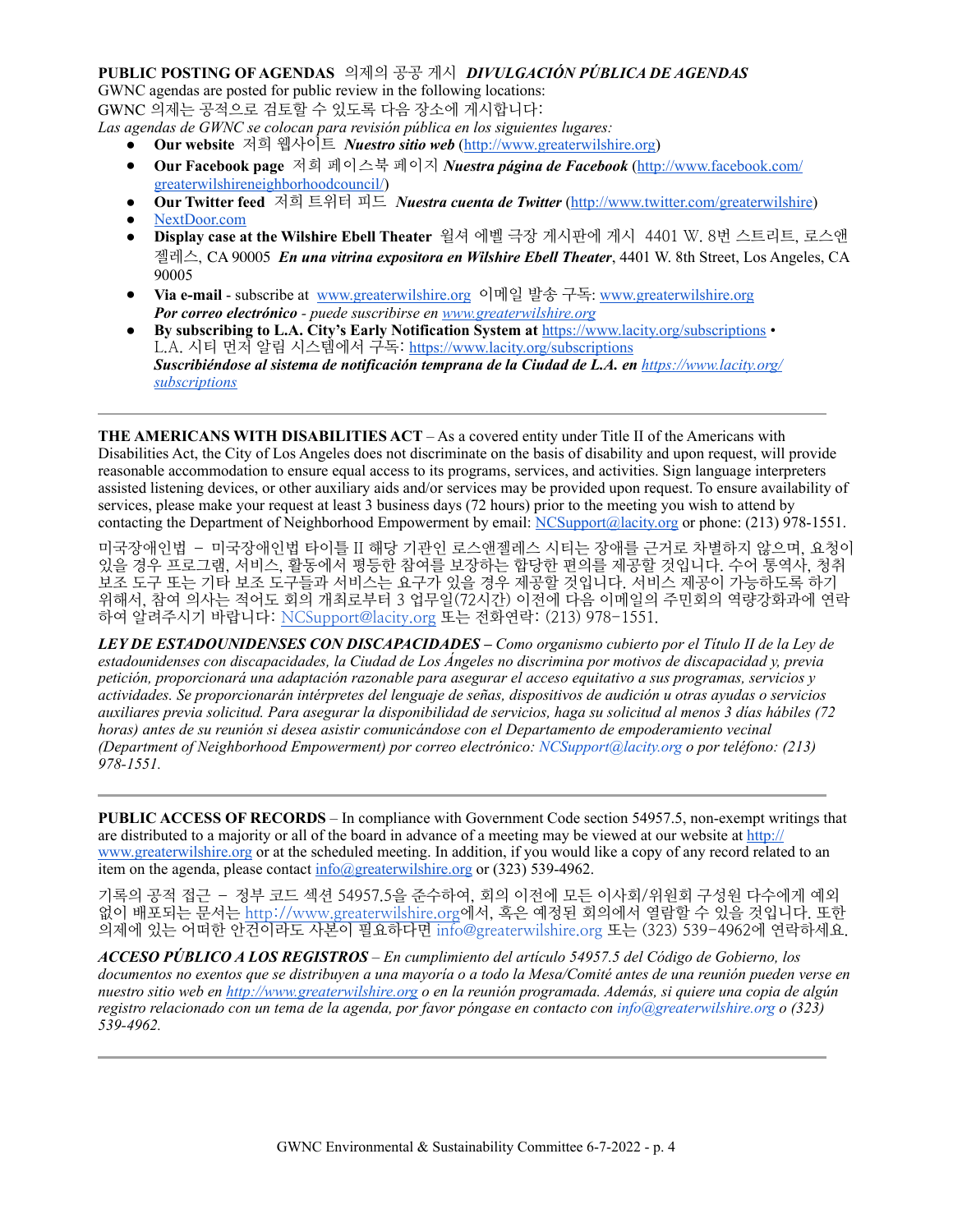**PUBLIC POSTING OF AGENDAS** 의제의 공공 게시 ***DIVULGACIÓN PÚBLICA DE AGENDAS***

GWNC agendas are posted for public review in the following locations:

GWNC 의제는 공적으로 검토할 수 있도록 다음 장소에 게시합니다:

*Las agendas de GWNC se colocan para revisión pública en los siguientes lugares:*

- **Our website** 저희 웹사이트 ***Nuestro sitio web*** (http://www.greaterwilshire.org)
- **Our Facebook page** 저희 페이스북 페이지 ***Nuestra página de Facebook*** (http://www.facebook.com/greaterwilshireneighborhoodcouncil/)
- **Our Twitter feed** 저희 트위터 피드 ***Nuestra cuenta de Twitter*** (http://www.twitter.com/greaterwilshire)
- NextDoor.com
- **Display case at the Wilshire Ebell Theater** 윌셔 에벨 극장 게시판에 게시 4401 W. 8번 스트리트, 로스앤젤레스, CA 90005 ***En una vitrina expositora en Wilshire Ebell Theater***, 4401 W. 8th Street, Los Angeles, CA 90005
- **Via e-mail** - subscribe at www.greaterwilshire.org 이메일 발송 구독: www.greaterwilshire.org ***Por correo electrónico*** *- puede suscribirse en www.greaterwilshire.org*
- **By subscribing to L.A. City's Early Notification System at** https://www.lacity.org/subscriptions • L.A. 시티 먼저 알림 시스템에서 구독: https://www.lacity.org/subscriptions ***Suscribiéndose al sistema de notificación temprana de la Ciudad de L.A. en*** *https://www.lacity.org/subscriptions*

---

**THE AMERICANS WITH DISABILITIES ACT** – As a covered entity under Title II of the Americans with Disabilities Act, the City of Los Angeles does not discriminate on the basis of disability and upon request, will provide reasonable accommodation to ensure equal access to its programs, services, and activities. Sign language interpreters assisted listening devices, or other auxiliary aids and/or services may be provided upon request. To ensure availability of services, please make your request at least 3 business days (72 hours) prior to the meeting you wish to attend by contacting the Department of Neighborhood Empowerment by email: NCSupport@lacity.org or phone: (213) 978-1551.

미국장애인법 – 미국장애인법 타이틀 II 해당 기관인 로스앤젤레스 시티는 장애를 근거로 차별하지 않으며, 요청이 있을 경우 프로그램, 서비스, 활동에서 평등한 참여를 보장하는 합당한 편의를 제공할 것입니다. 수어 통역사, 청취 보조 도구 또는 기타 보조 도구들과 서비스는 요구가 있을 경우 제공할 것입니다. 서비스 제공이 가능하도록 하기 위해서, 참여 의사는 적어도 회의 개최로부터 3 업무일(72시간) 이전에 다음 이메일의 주민회의 역량강화과에 연락하여 알려주시기 바랍니다: NCSupport@lacity.org 또는 전화연락: (213) 978-1551.

***LEY DE ESTADOUNIDENSES CON DISCAPACIDADES*** *– Como organismo cubierto por el Título II de la Ley de estadounidenses con discapacidades, la Ciudad de Los Ángeles no discrimina por motivos de discapacidad y, previa petición, proporcionará una adaptación razonable para asegurar el acceso equitativo a sus programas, servicios y actividades. Se proporcionarán intérpretes del lenguaje de señas, dispositivos de audición u otras ayudas o servicios auxiliares previa solicitud. Para asegurar la disponibilidad de servicios, haga su solicitud al menos 3 días hábiles (72 horas) antes de su reunión si desea asistir comunicándose con el Departamento de empoderamiento vecinal (Department of Neighborhood Empowerment) por correo electrónico: NCSupport@lacity.org o por teléfono: (213) 978-1551.*

---

**PUBLIC ACCESS OF RECORDS** – In compliance with Government Code section 54957.5, non-exempt writings that are distributed to a majority or all of the board in advance of a meeting may be viewed at our website at http://www.greaterwilshire.org or at the scheduled meeting. In addition, if you would like a copy of any record related to an item on the agenda, please contact info@greaterwilshire.org or (323) 539-4962.

기록의 공적 접근 – 정부 코드 섹션 54957.5을 준수하여, 회의 이전에 모든 이사회/위원회 구성원 다수에게 예외 없이 배포되는 문서는 http://www.greaterwilshire.org에서, 혹은 예정된 회의에서 열람할 수 있을 것입니다. 또한 의제에 있는 어떠한 안건이라도 사본이 필요하다면 info@greaterwilshire.org 또는 (323) 539-4962에 연락하세요.

***ACCESO PÚBLICO A LOS REGISTROS*** *– En cumplimiento del artículo 54957.5 del Código de Gobierno, los documentos no exentos que se distribuyen a una mayoría o a todo la Mesa/Comité antes de una reunión pueden verse en nuestro sitio web en http://www.greaterwilshire.org o en la reunión programada. Además, si quiere una copia de algún registro relacionado con un tema de la agenda, por favor póngase en contacto con info@greaterwilshire.org o (323) 539-4962.*

---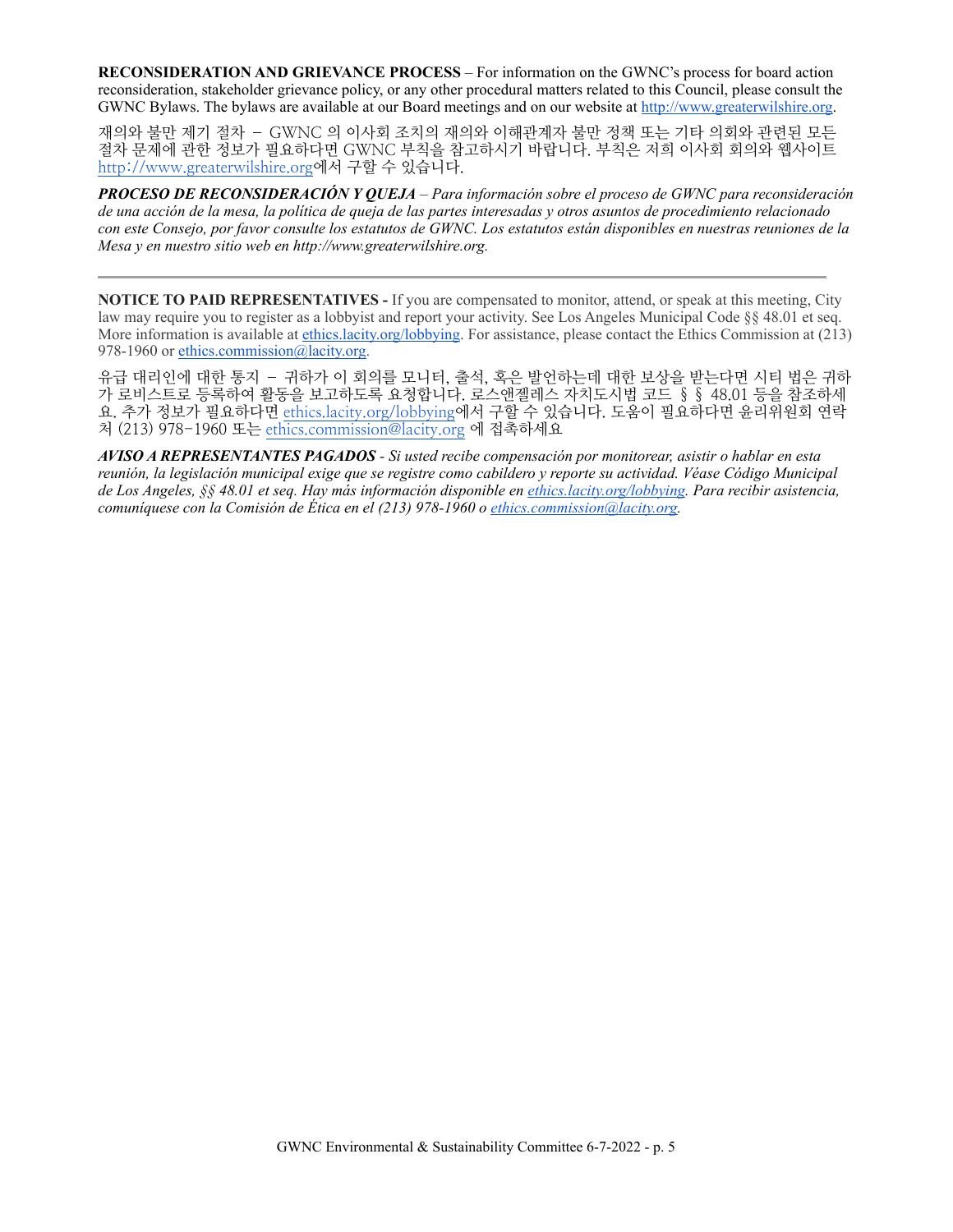**RECONSIDERATION AND GRIEVANCE PROCESS** – For information on the GWNC's process for board action reconsideration, stakeholder grievance policy, or any other procedural matters related to this Council, please consult the GWNC Bylaws. The bylaws are available at our Board meetings and on our website at http://www.greaterwilshire.org.

재의와 불만 제기 절차 – GWNC 의 이사회 조치의 재의와 이해관계자 불만 정책 또는 기타 의회와 관련된 모든 절차 문제에 관한 정보가 필요하다면 GWNC 부칙을 참고하시기 바랍니다. 부칙은 저희 이사회 회의와 웹사이트 http://www.greaterwilshire.org에서 구할 수 있습니다.

***PROCESO DE RECONSIDERACIÓN Y QUEJA*** *– Para información sobre el proceso de GWNC para reconsideración de una acción de la mesa, la política de queja de las partes interesadas y otros asuntos de procedimiento relacionado con este Consejo, por favor consulte los estatutos de GWNC. Los estatutos están disponibles en nuestras reuniones de la Mesa y en nuestro sitio web en http://www.greaterwilshire.org.*

---

**NOTICE TO PAID REPRESENTATIVES -** If you are compensated to monitor, attend, or speak at this meeting, City law may require you to register as a lobbyist and report your activity. See Los Angeles Municipal Code §§ 48.01 et seq. More information is available at ethics.lacity.org/lobbying. For assistance, please contact the Ethics Commission at (213) 978-1960 or ethics.commission@lacity.org.

유급 대리인에 대한 통지 – 귀하가 이 회의를 모니터, 출석, 혹은 발언하는데 대한 보상을 받는다면 시티 법은 귀하가 로비스트로 등록하여 활동을 보고하도록 요청합니다. 로스앤젤레스 자치도시법 코드 §§ 48.01 등을 참조하세요. 추가 정보가 필요하다면 ethics.lacity.org/lobbying에서 구할 수 있습니다. 도움이 필요하다면 윤리위원회 연락처 (213) 978-1960 또는 ethics.commission@lacity.org 에 접촉하세요

***AVISO A REPRESENTANTES PAGADOS*** *- Si usted recibe compensación por monitorear, asistir o hablar en esta reunión, la legislación municipal exige que se registre como cabildero y reporte su actividad. Véase Código Municipal de Los Angeles, §§ 48.01 et seq. Hay más información disponible en ethics.lacity.org/lobbying. Para recibir asistencia, comuníquese con la Comisión de Ética en el (213) 978-1960 o ethics.commission@lacity.org.*